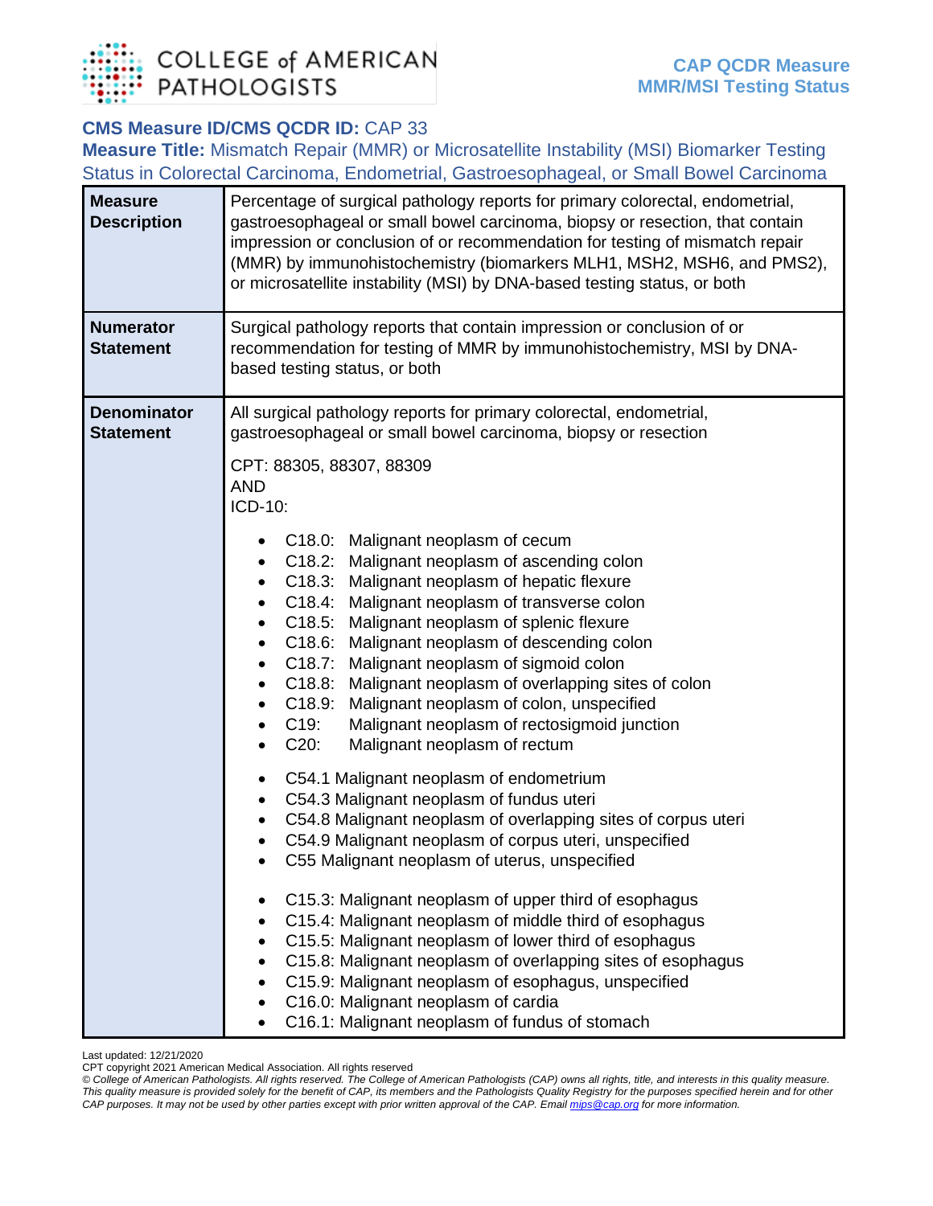# COLLEGE of AMERICAN PATHOLOGISTS

**CAP QCDR Measure**
**MMR/MSI Testing Status**

**CMS Measure ID/CMS QCDR ID:** CAP 33

**Measure Title:** Mismatch Repair (MMR) or Microsatellite Instability (MSI) Biomarker Testing Status in Colorectal Carcinoma, Endometrial, Gastroesophageal, or Small Bowel Carcinoma

| | |
|---|---|
| **Measure Description** | Percentage of surgical pathology reports for primary colorectal, endometrial, gastroesophageal or small bowel carcinoma, biopsy or resection, that contain impression or conclusion of or recommendation for testing of mismatch repair (MMR) by immunohistochemistry (biomarkers MLH1, MSH2, MSH6, and PMS2), or microsatellite instability (MSI) by DNA-based testing status, or both |
| **Numerator Statement** | Surgical pathology reports that contain impression or conclusion of or recommendation for testing of MMR by immunohistochemistry, MSI by DNA-based testing status, or both |
| **Denominator Statement** | All surgical pathology reports for primary colorectal, endometrial, gastroesophageal or small bowel carcinoma, biopsy or resection<br><br>CPT: 88305, 88307, 88309<br>AND<br>ICD-10:<br><br>• C18.0: Malignant neoplasm of cecum<br>• C18.2: Malignant neoplasm of ascending colon<br>• C18.3: Malignant neoplasm of hepatic flexure<br>• C18.4: Malignant neoplasm of transverse colon<br>• C18.5: Malignant neoplasm of splenic flexure<br>• C18.6: Malignant neoplasm of descending colon<br>• C18.7: Malignant neoplasm of sigmoid colon<br>• C18.8: Malignant neoplasm of overlapping sites of colon<br>• C18.9: Malignant neoplasm of colon, unspecified<br>• C19: Malignant neoplasm of rectosigmoid junction<br>• C20: Malignant neoplasm of rectum<br><br>• C54.1 Malignant neoplasm of endometrium<br>• C54.3 Malignant neoplasm of fundus uteri<br>• C54.8 Malignant neoplasm of overlapping sites of corpus uteri<br>• C54.9 Malignant neoplasm of corpus uteri, unspecified<br>• C55 Malignant neoplasm of uterus, unspecified<br><br>• C15.3: Malignant neoplasm of upper third of esophagus<br>• C15.4: Malignant neoplasm of middle third of esophagus<br>• C15.5: Malignant neoplasm of lower third of esophagus<br>• C15.8: Malignant neoplasm of overlapping sites of esophagus<br>• C15.9: Malignant neoplasm of esophagus, unspecified<br>• C16.0: Malignant neoplasm of cardia<br>• C16.1: Malignant neoplasm of fundus of stomach |

Last updated: 12/21/2020

CPT copyright 2021 American Medical Association. All rights reserved

*© College of American Pathologists. All rights reserved. The College of American Pathologists (CAP) owns all rights, title, and interests in this quality measure. This quality measure is provided solely for the benefit of CAP, its members and the Pathologists Quality Registry for the purposes specified herein and for other CAP purposes. It may not be used by other parties except with prior written approval of the CAP. Email mips@cap.org for more information.*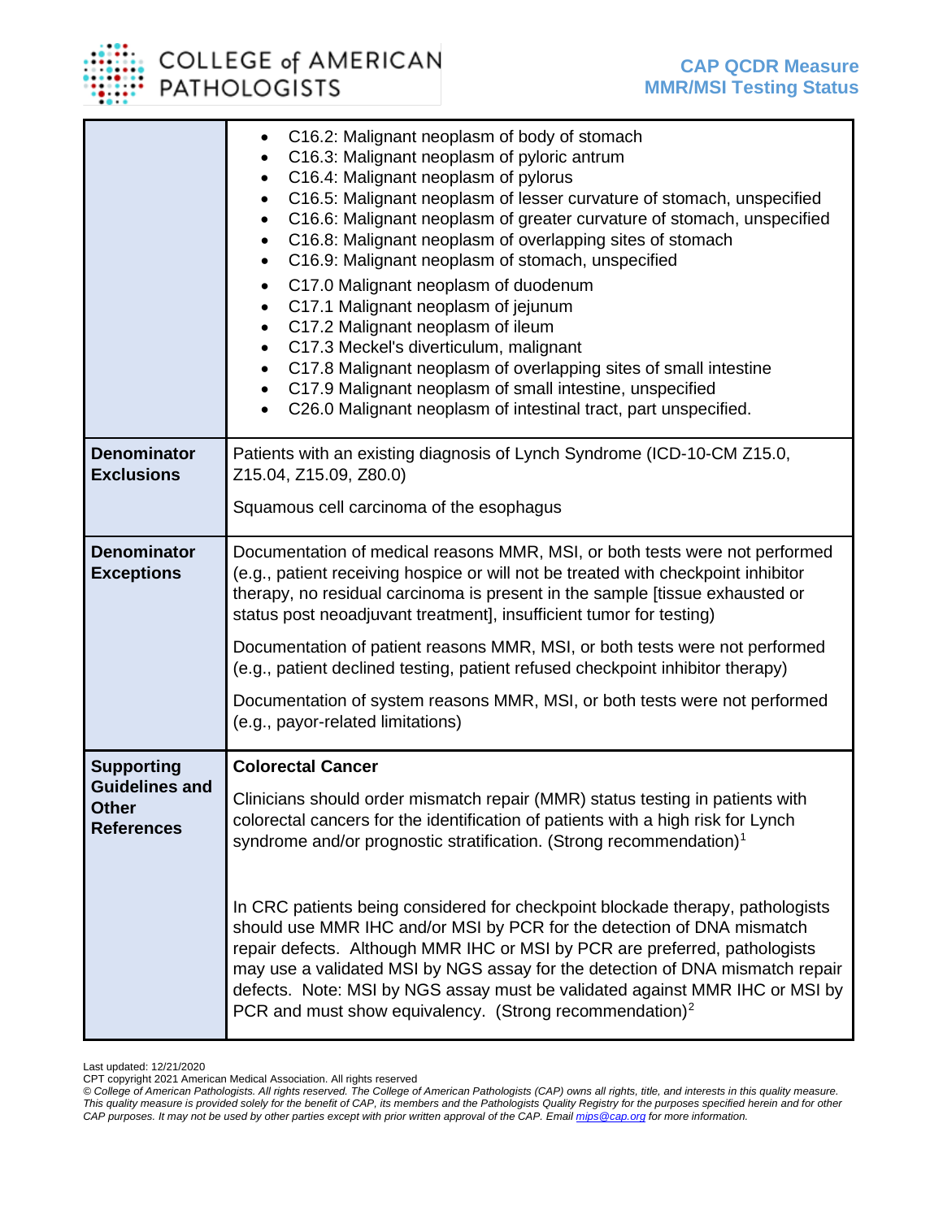| | |
|---|---|
| | • C16.2: Malignant neoplasm of body of stomach<br>• C16.3: Malignant neoplasm of pyloric antrum<br>• C16.4: Malignant neoplasm of pylorus<br>• C16.5: Malignant neoplasm of lesser curvature of stomach, unspecified<br>• C16.6: Malignant neoplasm of greater curvature of stomach, unspecified<br>• C16.8: Malignant neoplasm of overlapping sites of stomach<br>• C16.9: Malignant neoplasm of stomach, unspecified<br>• C17.0 Malignant neoplasm of duodenum<br>• C17.1 Malignant neoplasm of jejunum<br>• C17.2 Malignant neoplasm of ileum<br>• C17.3 Meckel's diverticulum, malignant<br>• C17.8 Malignant neoplasm of overlapping sites of small intestine<br>• C17.9 Malignant neoplasm of small intestine, unspecified<br>• C26.0 Malignant neoplasm of intestinal tract, part unspecified. |
| **Denominator Exclusions** | Patients with an existing diagnosis of Lynch Syndrome (ICD-10-CM Z15.0, Z15.04, Z15.09, Z80.0)<br><br>Squamous cell carcinoma of the esophagus |
| **Denominator Exceptions** | Documentation of medical reasons MMR, MSI, or both tests were not performed (e.g., patient receiving hospice or will not be treated with checkpoint inhibitor therapy, no residual carcinoma is present in the sample [tissue exhausted or status post neoadjuvant treatment], insufficient tumor for testing)<br><br>Documentation of patient reasons MMR, MSI, or both tests were not performed (e.g., patient declined testing, patient refused checkpoint inhibitor therapy)<br><br>Documentation of system reasons MMR, MSI, or both tests were not performed (e.g., payor-related limitations) |
| **Supporting Guidelines and Other References** | **Colorectal Cancer**<br><br>Clinicians should order mismatch repair (MMR) status testing in patients with colorectal cancers for the identification of patients with a high risk for Lynch syndrome and/or prognostic stratification. (Strong recommendation)[1]<br><br>In CRC patients being considered for checkpoint blockade therapy, pathologists should use MMR IHC and/or MSI by PCR for the detection of DNA mismatch repair defects. Although MMR IHC or MSI by PCR are preferred, pathologists may use a validated MSI by NGS assay for the detection of DNA mismatch repair defects. Note: MSI by NGS assay must be validated against MMR IHC or MSI by PCR and must show equivalency. (Strong recommendation)[2] |

Last updated: 12/21/2020
CPT copyright 2021 American Medical Association. All rights reserved
*© College of American Pathologists. All rights reserved. The College of American Pathologists (CAP) owns all rights, title, and interests in this quality measure. This quality measure is provided solely for the benefit of CAP, its members and the Pathologists Quality Registry for the purposes specified herein and for other CAP purposes. It may not be used by other parties except with prior written approval of the CAP. Email mips@cap.org for more information.*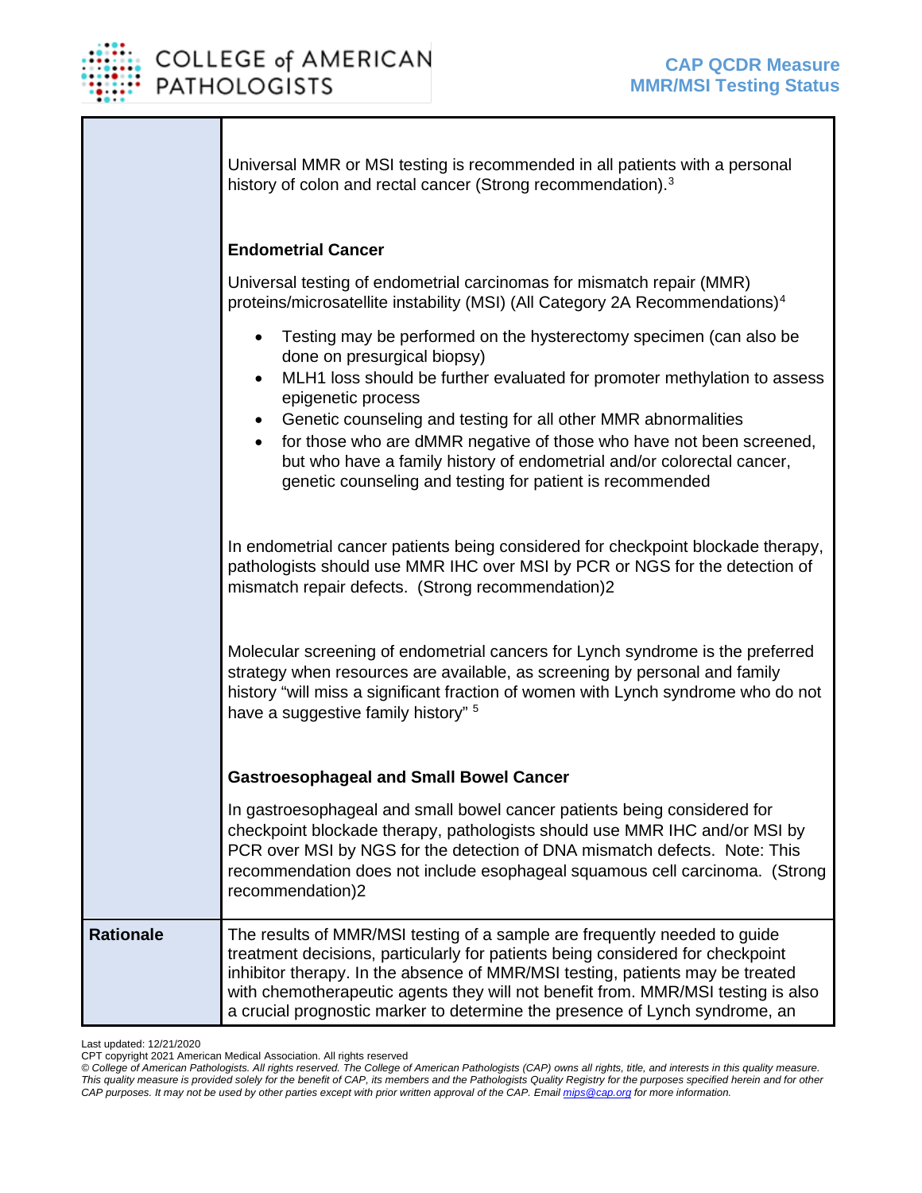|  |  |
|---|---|
|  | Universal MMR or MSI testing is recommended in all patients with a personal history of colon and rectal cancer (Strong recommendation).[3]<br><br>**Endometrial Cancer**<br><br>Universal testing of endometrial carcinomas for mismatch repair (MMR) proteins/microsatellite instability (MSI) (All Category 2A Recommendations)[4]<br><br>• Testing may be performed on the hysterectomy specimen (can also be done on presurgical biopsy)<br>• MLH1 loss should be further evaluated for promoter methylation to assess epigenetic process<br>• Genetic counseling and testing for all other MMR abnormalities<br>• for those who are dMMR negative of those who have not been screened, but who have a family history of endometrial and/or colorectal cancer, genetic counseling and testing for patient is recommended<br><br>In endometrial cancer patients being considered for checkpoint blockade therapy, pathologists should use MMR IHC over MSI by PCR or NGS for the detection of mismatch repair defects. (Strong recommendation)2<br><br>Molecular screening of endometrial cancers for Lynch syndrome is the preferred strategy when resources are available, as screening by personal and family history "will miss a significant fraction of women with Lynch syndrome who do not have a suggestive family history" [5]<br><br>**Gastroesophageal and Small Bowel Cancer**<br><br>In gastroesophageal and small bowel cancer patients being considered for checkpoint blockade therapy, pathologists should use MMR IHC and/or MSI by PCR over MSI by NGS for the detection of DNA mismatch defects. Note: This recommendation does not include esophageal squamous cell carcinoma. (Strong recommendation)2 |
| **Rationale** | The results of MMR/MSI testing of a sample are frequently needed to guide treatment decisions, particularly for patients being considered for checkpoint inhibitor therapy. In the absence of MMR/MSI testing, patients may be treated with chemotherapeutic agents they will not benefit from. MMR/MSI testing is also a crucial prognostic marker to determine the presence of Lynch syndrome, an |

Last updated: 12/21/2020
CPT copyright 2021 American Medical Association. All rights reserved
*© College of American Pathologists. All rights reserved. The College of American Pathologists (CAP) owns all rights, title, and interests in this quality measure. This quality measure is provided solely for the benefit of CAP, its members and the Pathologists Quality Registry for the purposes specified herein and for other CAP purposes. It may not be used by other parties except with prior written approval of the CAP. Email mips@cap.org for more information.*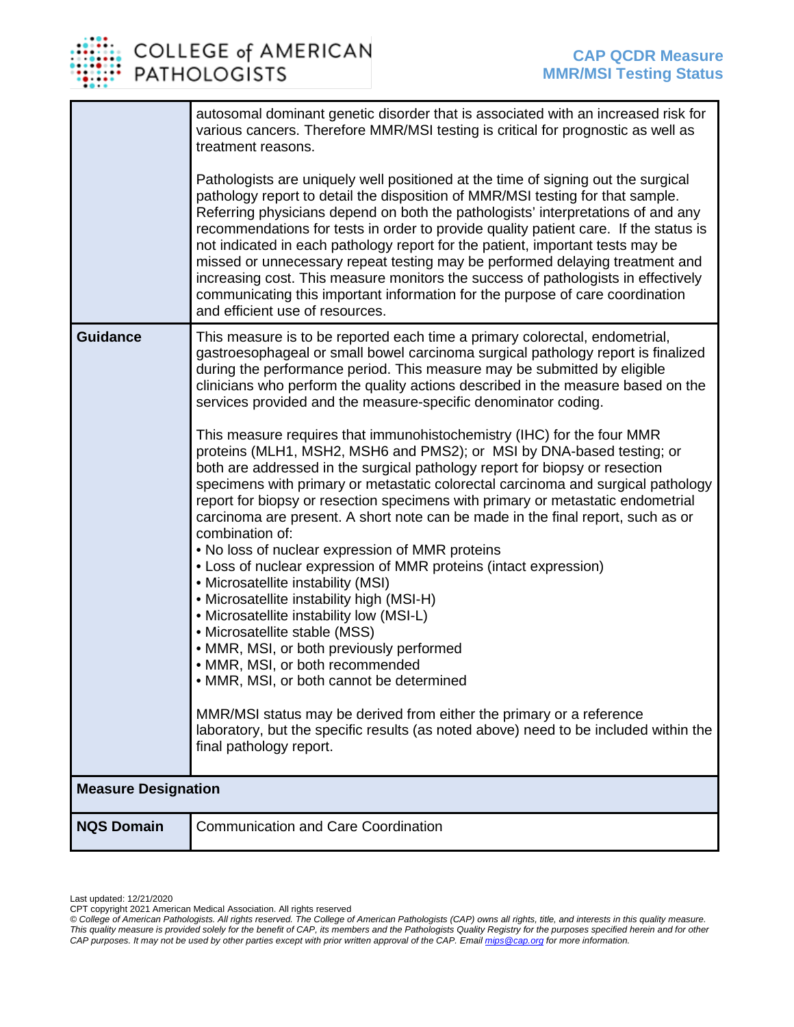| | |
|---|---|
| | autosomal dominant genetic disorder that is associated with an increased risk for various cancers. Therefore MMR/MSI testing is critical for prognostic as well as treatment reasons.<br><br>Pathologists are uniquely well positioned at the time of signing out the surgical pathology report to detail the disposition of MMR/MSI testing for that sample. Referring physicians depend on both the pathologists' interpretations of and any recommendations for tests in order to provide quality patient care. If the status is not indicated in each pathology report for the patient, important tests may be missed or unnecessary repeat testing may be performed delaying treatment and increasing cost. This measure monitors the success of pathologists in effectively communicating this important information for the purpose of care coordination and efficient use of resources. |
| **Guidance** | This measure is to be reported each time a primary colorectal, endometrial, gastroesophageal or small bowel carcinoma surgical pathology report is finalized during the performance period. This measure may be submitted by eligible clinicians who perform the quality actions described in the measure based on the services provided and the measure-specific denominator coding.<br><br>This measure requires that immunohistochemistry (IHC) for the four MMR proteins (MLH1, MSH2, MSH6 and PMS2); or MSI by DNA-based testing; or both are addressed in the surgical pathology report for biopsy or resection specimens with primary or metastatic colorectal carcinoma and surgical pathology report for biopsy or resection specimens with primary or metastatic endometrial carcinoma are present. A short note can be made in the final report, such as or combination of:<br>• No loss of nuclear expression of MMR proteins<br>• Loss of nuclear expression of MMR proteins (intact expression)<br>• Microsatellite instability (MSI)<br>• Microsatellite instability high (MSI-H)<br>• Microsatellite instability low (MSI-L)<br>• Microsatellite stable (MSS)<br>• MMR, MSI, or both previously performed<br>• MMR, MSI, or both recommended<br>• MMR, MSI, or both cannot be determined<br><br>MMR/MSI status may be derived from either the primary or a reference laboratory, but the specific results (as noted above) need to be included within the final pathology report. |
| **Measure Designation** | |
| **NQS Domain** | Communication and Care Coordination |

Last updated: 12/21/2020
CPT copyright 2021 American Medical Association. All rights reserved
*© College of American Pathologists. All rights reserved. The College of American Pathologists (CAP) owns all rights, title, and interests in this quality measure. This quality measure is provided solely for the benefit of CAP, its members and the Pathologists Quality Registry for the purposes specified herein and for other CAP purposes. It may not be used by other parties except with prior written approval of the CAP. Email mips@cap.org for more information.*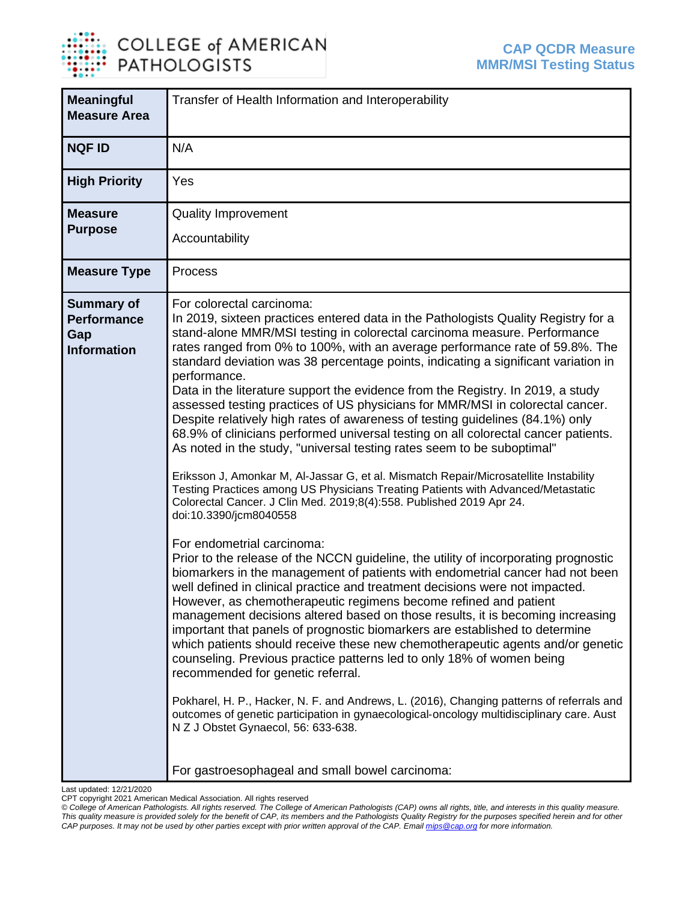| | |
|---|---|
| **Meaningful Measure Area** | Transfer of Health Information and Interoperability |
| **NQF ID** | N/A |
| **High Priority** | Yes |
| **Measure Purpose** | Quality Improvement<br><br>Accountability |
| **Measure Type** | Process |
| **Summary of Performance Gap Information** | For colorectal carcinoma:<br>In 2019, sixteen practices entered data in the Pathologists Quality Registry for a stand-alone MMR/MSI testing in colorectal carcinoma measure. Performance rates ranged from 0% to 100%, with an average performance rate of 59.8%. The standard deviation was 38 percentage points, indicating a significant variation in performance.<br>Data in the literature support the evidence from the Registry. In 2019, a study assessed testing practices of US physicians for MMR/MSI in colorectal cancer. Despite relatively high rates of awareness of testing guidelines (84.1%) only 68.9% of clinicians performed universal testing on all colorectal cancer patients. As noted in the study, "universal testing rates seem to be suboptimal"<br><br>Eriksson J, Amonkar M, Al-Jassar G, et al. Mismatch Repair/Microsatellite Instability Testing Practices among US Physicians Treating Patients with Advanced/Metastatic Colorectal Cancer. J Clin Med. 2019;8(4):558. Published 2019 Apr 24. doi:10.3390/jcm8040558<br><br>For endometrial carcinoma:<br>Prior to the release of the NCCN guideline, the utility of incorporating prognostic biomarkers in the management of patients with endometrial cancer had not been well defined in clinical practice and treatment decisions were not impacted. However, as chemotherapeutic regimens become refined and patient management decisions altered based on those results, it is becoming increasing important that panels of prognostic biomarkers are established to determine which patients should receive these new chemotherapeutic agents and/or genetic counseling. Previous practice patterns led to only 18% of women being recommended for genetic referral.<br><br>Pokharel, H. P., Hacker, N. F. and Andrews, L. (2016), Changing patterns of referrals and outcomes of genetic participation in gynaecological-oncology multidisciplinary care. Aust N Z J Obstet Gynaecol, 56: 633-638.<br><br>For gastroesophageal and small bowel carcinoma: |

Last updated: 12/21/2020
CPT copyright 2021 American Medical Association. All rights reserved
*© College of American Pathologists. All rights reserved. The College of American Pathologists (CAP) owns all rights, title, and interests in this quality measure. This quality measure is provided solely for the benefit of CAP, its members and the Pathologists Quality Registry for the purposes specified herein and for other CAP purposes. It may not be used by other parties except with prior written approval of the CAP. Email mips@cap.org for more information.*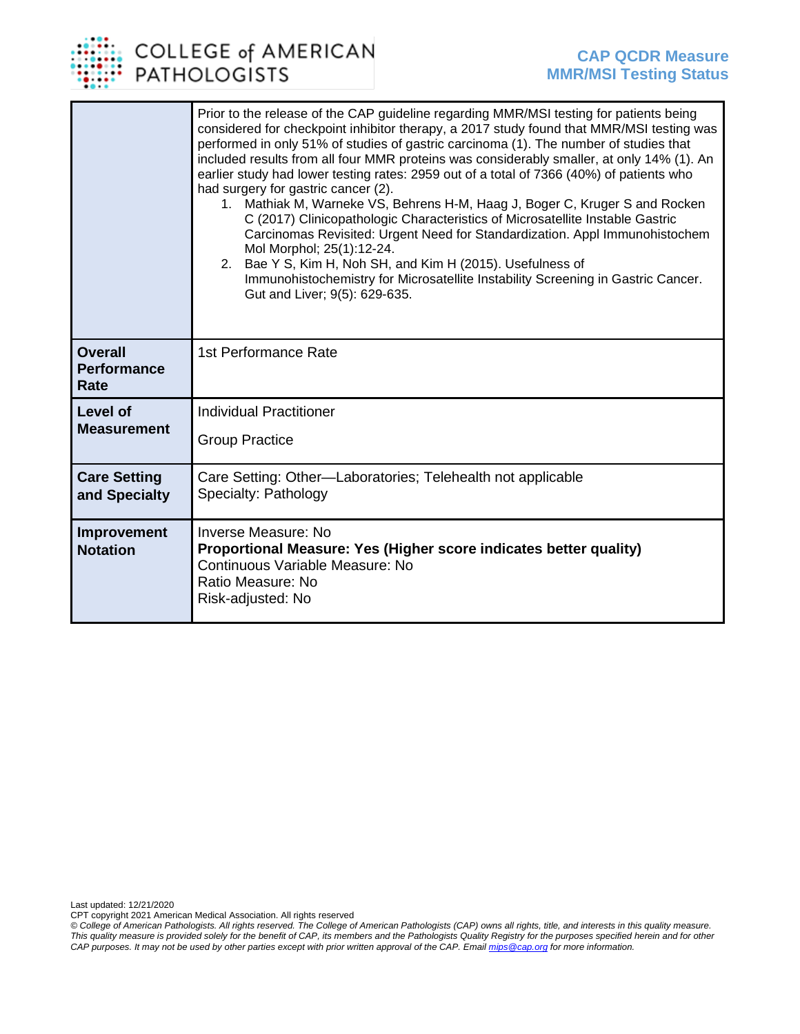| | |
|---|---|
| | Prior to the release of the CAP guideline regarding MMR/MSI testing for patients being considered for checkpoint inhibitor therapy, a 2017 study found that MMR/MSI testing was performed in only 51% of studies of gastric carcinoma (1). The number of studies that included results from all four MMR proteins was considerably smaller, at only 14% (1). An earlier study had lower testing rates: 2959 out of a total of 7366 (40%) of patients who had surgery for gastric cancer (2).<br>1. Mathiak M, Warneke VS, Behrens H-M, Haag J, Boger C, Kruger S and Rocken C (2017) Clinicopathologic Characteristics of Microsatellite Instable Gastric Carcinomas Revisited: Urgent Need for Standardization. Appl Immunohistochem Mol Morphol; 25(1):12-24.<br>2. Bae Y S, Kim H, Noh SH, and Kim H (2015). Usefulness of Immunohistochemistry for Microsatellite Instability Screening in Gastric Cancer. Gut and Liver; 9(5): 629-635. |
| **Overall Performance Rate** | 1st Performance Rate |
| **Level of Measurement** | Individual Practitioner<br><br>Group Practice |
| **Care Setting and Specialty** | Care Setting: Other—Laboratories; Telehealth not applicable<br>Specialty: Pathology |
| **Improvement Notation** | Inverse Measure: No<br>**Proportional Measure: Yes (Higher score indicates better quality)**<br>Continuous Variable Measure: No<br>Ratio Measure: No<br>Risk-adjusted: No |

Last updated: 12/21/2020
CPT copyright 2021 American Medical Association. All rights reserved
*© College of American Pathologists. All rights reserved. The College of American Pathologists (CAP) owns all rights, title, and interests in this quality measure. This quality measure is provided solely for the benefit of CAP, its members and the Pathologists Quality Registry for the purposes specified herein and for other CAP purposes. It may not be used by other parties except with prior written approval of the CAP. Email mips@cap.org for more information.*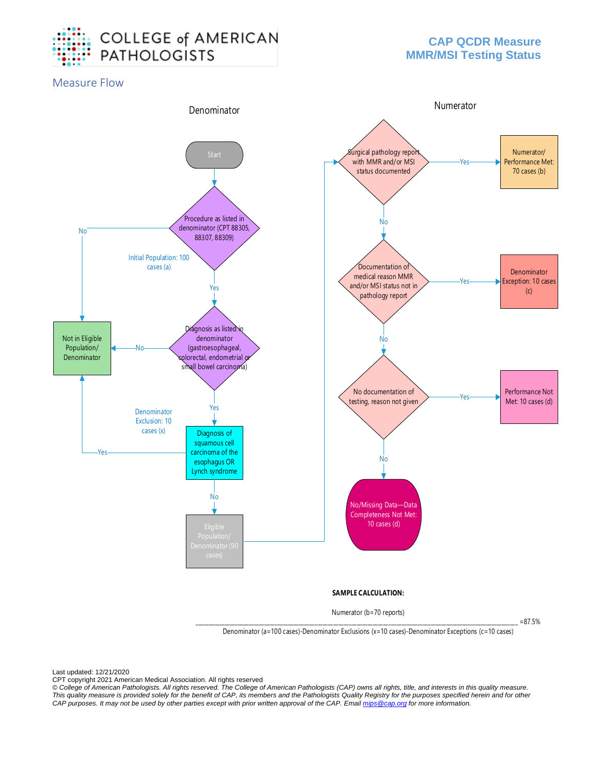## Measure Flow

### Denominator

- Start
- Procedure as listed in denominator (CPT 88305, 88307, 88309)
  - No → Not in Eligible Population/ Denominator
  - Initial Population: 100 cases (a)
  - Yes → Diagnosis as listed in denominator (gastroesophageal, colorectal, endometrial or small bowel carcinoma)
    - No → Not in Eligible Population/ Denominator
    - Yes → Diagnosis of squamous cell carcinoma of the esophagus OR Lynch syndrome
      - Denominator Exclusion: 10 cases (x)
      - Yes → Not in Eligible Population/ Denominator
      - No → Eligible Population/ Denominator (90 cases)

### Numerator

- Surgical pathology report with MMR and/or MSI status documented
  - Yes → Numerator/ Performance Met: 70 cases (b)
  - No → Documentation of medical reason MMR and/or MSI status not in pathology report
    - Yes → Denominator Exception: 10 cases (c)
    - No → No documentation of testing, reason not given
      - Yes → Performance Not Met: 10 cases (d)
      - No → No/Missing Data—Data Completeness Not Met: 10 cases (d)

**SAMPLE CALCULATION:**

$$\frac{\text{Numerator (b=70 reports)}}{\text{Denominator (a=100 cases)-Denominator Exclusions (x=10 cases)-Denominator Exceptions (c=10 cases)}} = 87.5\%$$

Last updated: 12/21/2020

CPT copyright 2021 American Medical Association. All rights reserved

*© College of American Pathologists. All rights reserved. The College of American Pathologists (CAP) owns all rights, title, and interests in this quality measure. This quality measure is provided solely for the benefit of CAP, its members and the Pathologists Quality Registry for the purposes specified herein and for other CAP purposes. It may not be used by other parties except with prior written approval of the CAP. Email mips@cap.org for more information.*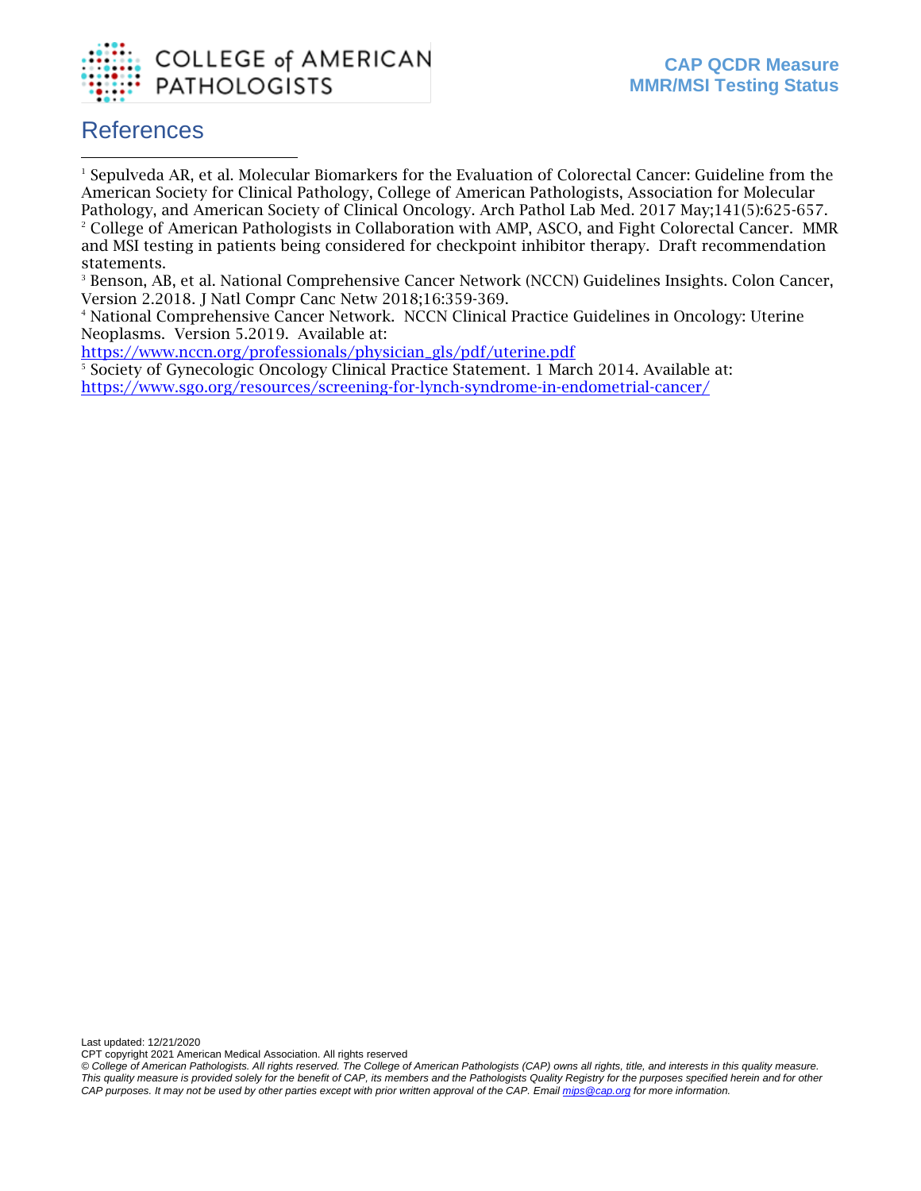## References

[1] Sepulveda AR, et al. Molecular Biomarkers for the Evaluation of Colorectal Cancer: Guideline from the American Society for Clinical Pathology, College of American Pathologists, Association for Molecular Pathology, and American Society of Clinical Oncology. Arch Pathol Lab Med. 2017 May;141(5):625-657.

[2] College of American Pathologists in Collaboration with AMP, ASCO, and Fight Colorectal Cancer. MMR and MSI testing in patients being considered for checkpoint inhibitor therapy. Draft recommendation statements.

[3] Benson, AB, et al. National Comprehensive Cancer Network (NCCN) Guidelines Insights. Colon Cancer, Version 2.2018. J Natl Compr Canc Netw 2018;16:359-369.

[4] National Comprehensive Cancer Network. NCCN Clinical Practice Guidelines in Oncology: Uterine Neoplasms. Version 5.2019. Available at: https://www.nccn.org/professionals/physician_gls/pdf/uterine.pdf

[5] Society of Gynecologic Oncology Clinical Practice Statement. 1 March 2014. Available at: https://www.sgo.org/resources/screening-for-lynch-syndrome-in-endometrial-cancer/

Last updated: 12/21/2020
CPT copyright 2021 American Medical Association. All rights reserved
*© College of American Pathologists. All rights reserved. The College of American Pathologists (CAP) owns all rights, title, and interests in this quality measure. This quality measure is provided solely for the benefit of CAP, its members and the Pathologists Quality Registry for the purposes specified herein and for other CAP purposes. It may not be used by other parties except with prior written approval of the CAP. Email mips@cap.org for more information.*